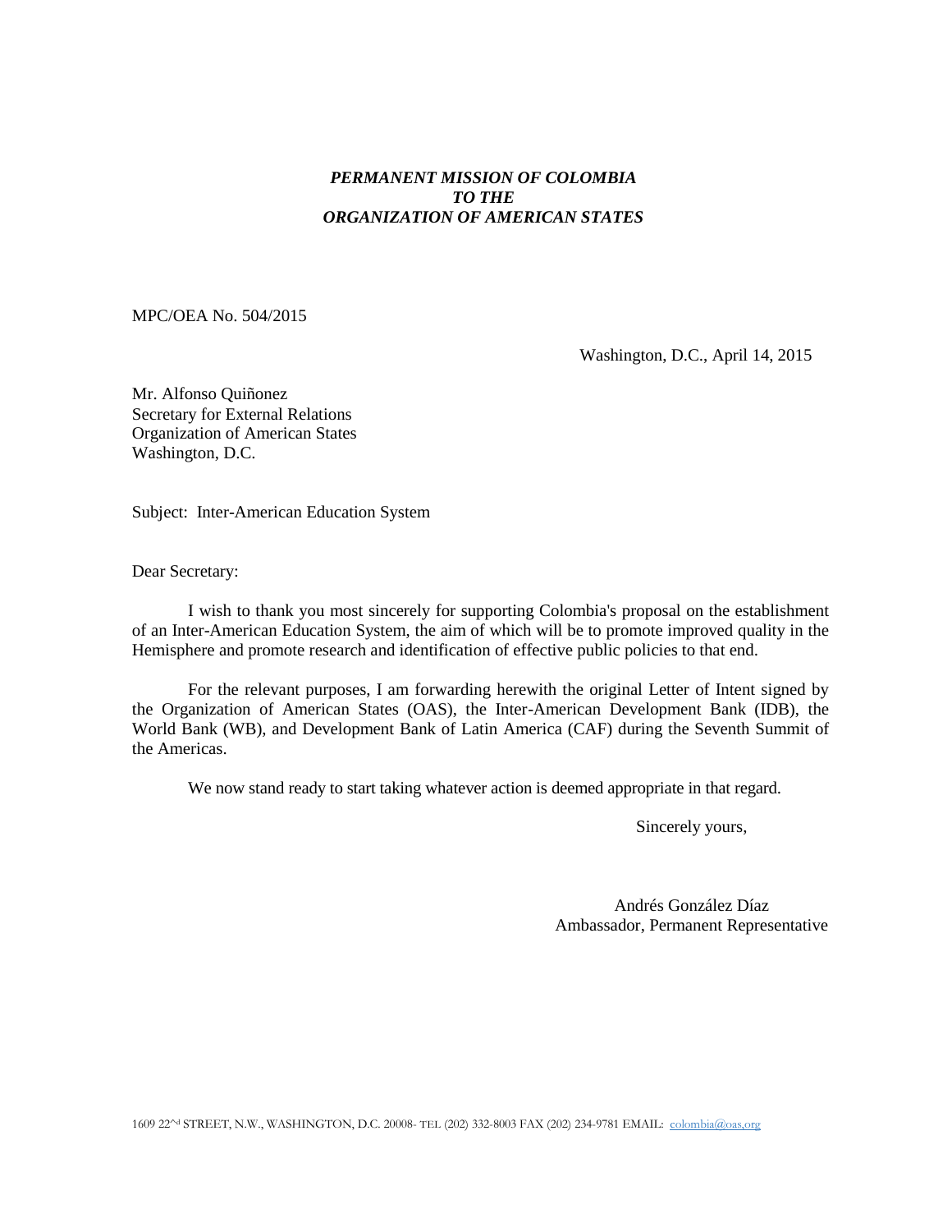***PERMANENT MISSION OF COLOMBIA***
***TO THE***
***ORGANIZATION OF AMERICAN STATES***

MPC/OEA No. 504/2015

Washington, D.C., April 14, 2015

Mr. Alfonso Quiñonez
Secretary for External Relations
Organization of American States
Washington, D.C.

Subject: Inter-American Education System

Dear Secretary:

I wish to thank you most sincerely for supporting Colombia's proposal on the establishment of an Inter-American Education System, the aim of which will be to promote improved quality in the Hemisphere and promote research and identification of effective public policies to that end.

For the relevant purposes, I am forwarding herewith the original Letter of Intent signed by the Organization of American States (OAS), the Inter-American Development Bank (IDB), the World Bank (WB), and Development Bank of Latin America (CAF) during the Seventh Summit of the Americas.

We now stand ready to start taking whatever action is deemed appropriate in that regard.

Sincerely yours,

Andrés González Díaz
Ambassador, Permanent Representative

1609 22nd STREET, N.W., WASHINGTON, D.C. 20008- TEL (202) 332-8003 FAX (202) 234-9781 EMAIL: colombia@oas,org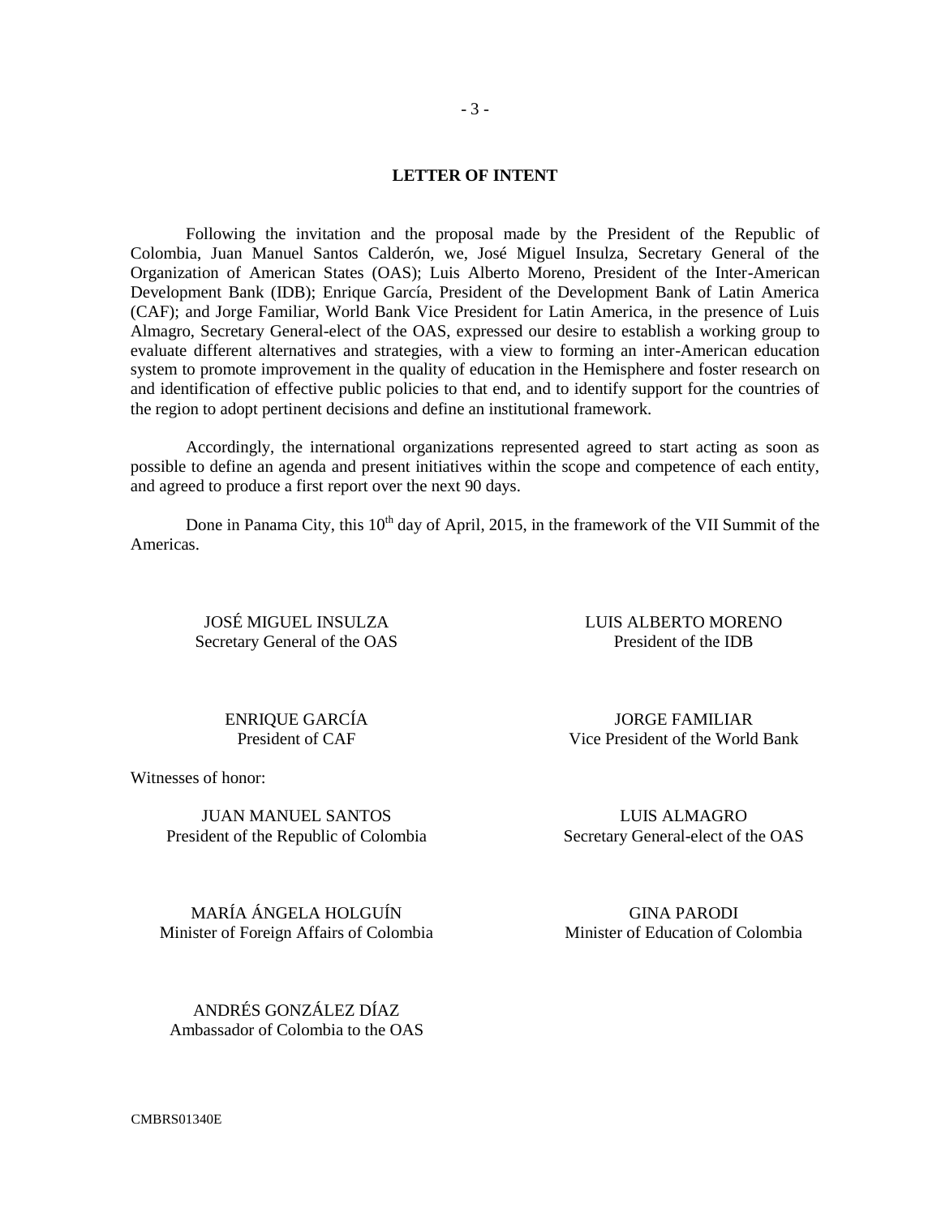## LETTER OF INTENT

Following the invitation and the proposal made by the President of the Republic of Colombia, Juan Manuel Santos Calderón, we, José Miguel Insulza, Secretary General of the Organization of American States (OAS); Luis Alberto Moreno, President of the Inter-American Development Bank (IDB); Enrique García, President of the Development Bank of Latin America (CAF); and Jorge Familiar, World Bank Vice President for Latin America, in the presence of Luis Almagro, Secretary General-elect of the OAS, expressed our desire to establish a working group to evaluate different alternatives and strategies, with a view to forming an inter-American education system to promote improvement in the quality of education in the Hemisphere and foster research on and identification of effective public policies to that end, and to identify support for the countries of the region to adopt pertinent decisions and define an institutional framework.

Accordingly, the international organizations represented agreed to start acting as soon as possible to define an agenda and present initiatives within the scope and competence of each entity, and agreed to produce a first report over the next 90 days.

Done in Panama City, this 10th day of April, 2015, in the framework of the VII Summit of the Americas.

JOSÉ MIGUEL INSULZA
Secretary General of the OAS

LUIS ALBERTO MORENO
President of the IDB

ENRIQUE GARCÍA
President of CAF

JORGE FAMILIAR
Vice President of the World Bank

Witnesses of honor:

JUAN MANUEL SANTOS
President of the Republic of Colombia

LUIS ALMAGRO
Secretary General-elect of the OAS

MARÍA ÁNGELA HOLGUÍN
Minister of Foreign Affairs of Colombia

GINA PARODI
Minister of Education of Colombia

ANDRÉS GONZÁLEZ DÍAZ
Ambassador of Colombia to the OAS

CMBRS01340E